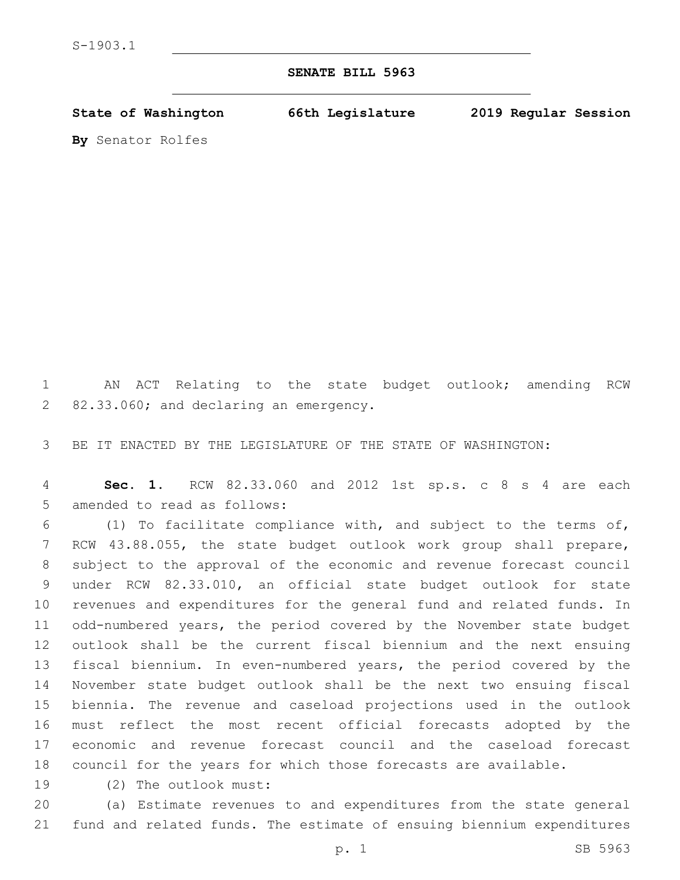S-1903.1

**SENATE BILL 5963**

**State of Washington 66th Legislature 2019 Regular Session**

**By** Senator Rolfes

AN ACT Relating to the state budget outlook; amending RCW 82.33.060; and declaring an emergency.

BE IT ENACTED BY THE LEGISLATURE OF THE STATE OF WASHINGTON:

**Sec. 1.** RCW 82.33.060 and 2012 1st sp.s. c 8 s 4 are each amended to read as follows:

(1) To facilitate compliance with, and subject to the terms of, RCW 43.88.055, the state budget outlook work group shall prepare, subject to the approval of the economic and revenue forecast council under RCW 82.33.010, an official state budget outlook for state revenues and expenditures for the general fund and related funds. In odd-numbered years, the period covered by the November state budget outlook shall be the current fiscal biennium and the next ensuing fiscal biennium. In even-numbered years, the period covered by the November state budget outlook shall be the next two ensuing fiscal biennia. The revenue and caseload projections used in the outlook must reflect the most recent official forecasts adopted by the economic and revenue forecast council and the caseload forecast council for the years for which those forecasts are available.

(2) The outlook must:

(a) Estimate revenues to and expenditures from the state general fund and related funds. The estimate of ensuing biennium expenditures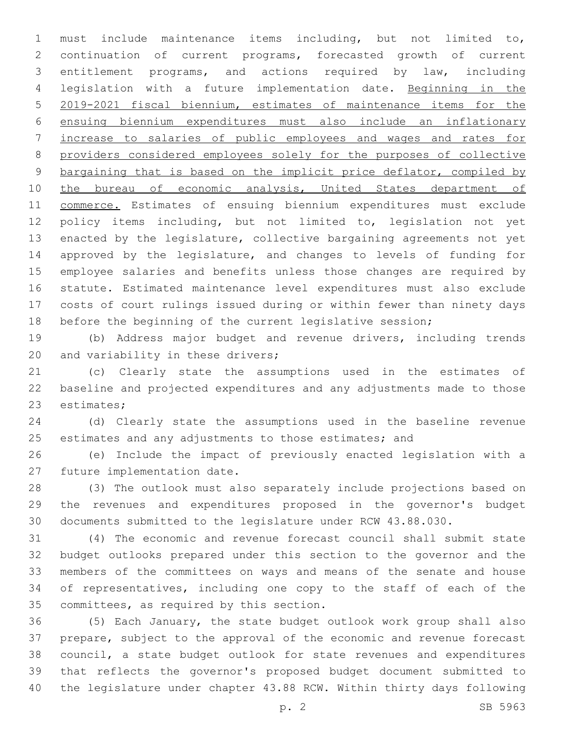must include maintenance items including, but not limited to, continuation of current programs, forecasted growth of current entitlement programs, and actions required by law, including legislation with a future implementation date. <u>Beginning in the 2019-2021 fiscal biennium, estimates of maintenance items for the ensuing biennium expenditures must also include an inflationary increase to salaries of public employees and wages and rates for providers considered employees solely for the purposes of collective bargaining that is based on the implicit price deflator, compiled by the bureau of economic analysis, United States department of commerce.</u> Estimates of ensuing biennium expenditures must exclude policy items including, but not limited to, legislation not yet enacted by the legislature, collective bargaining agreements not yet approved by the legislature, and changes to levels of funding for employee salaries and benefits unless those changes are required by statute. Estimated maintenance level expenditures must also exclude costs of court rulings issued during or within fewer than ninety days before the beginning of the current legislative session;

(b) Address major budget and revenue drivers, including trends and variability in these drivers;

(c) Clearly state the assumptions used in the estimates of baseline and projected expenditures and any adjustments made to those estimates;

(d) Clearly state the assumptions used in the baseline revenue estimates and any adjustments to those estimates; and

(e) Include the impact of previously enacted legislation with a future implementation date.

(3) The outlook must also separately include projections based on the revenues and expenditures proposed in the governor's budget documents submitted to the legislature under RCW 43.88.030.

(4) The economic and revenue forecast council shall submit state budget outlooks prepared under this section to the governor and the members of the committees on ways and means of the senate and house of representatives, including one copy to the staff of each of the committees, as required by this section.

(5) Each January, the state budget outlook work group shall also prepare, subject to the approval of the economic and revenue forecast council, a state budget outlook for state revenues and expenditures that reflects the governor's proposed budget document submitted to the legislature under chapter 43.88 RCW. Within thirty days following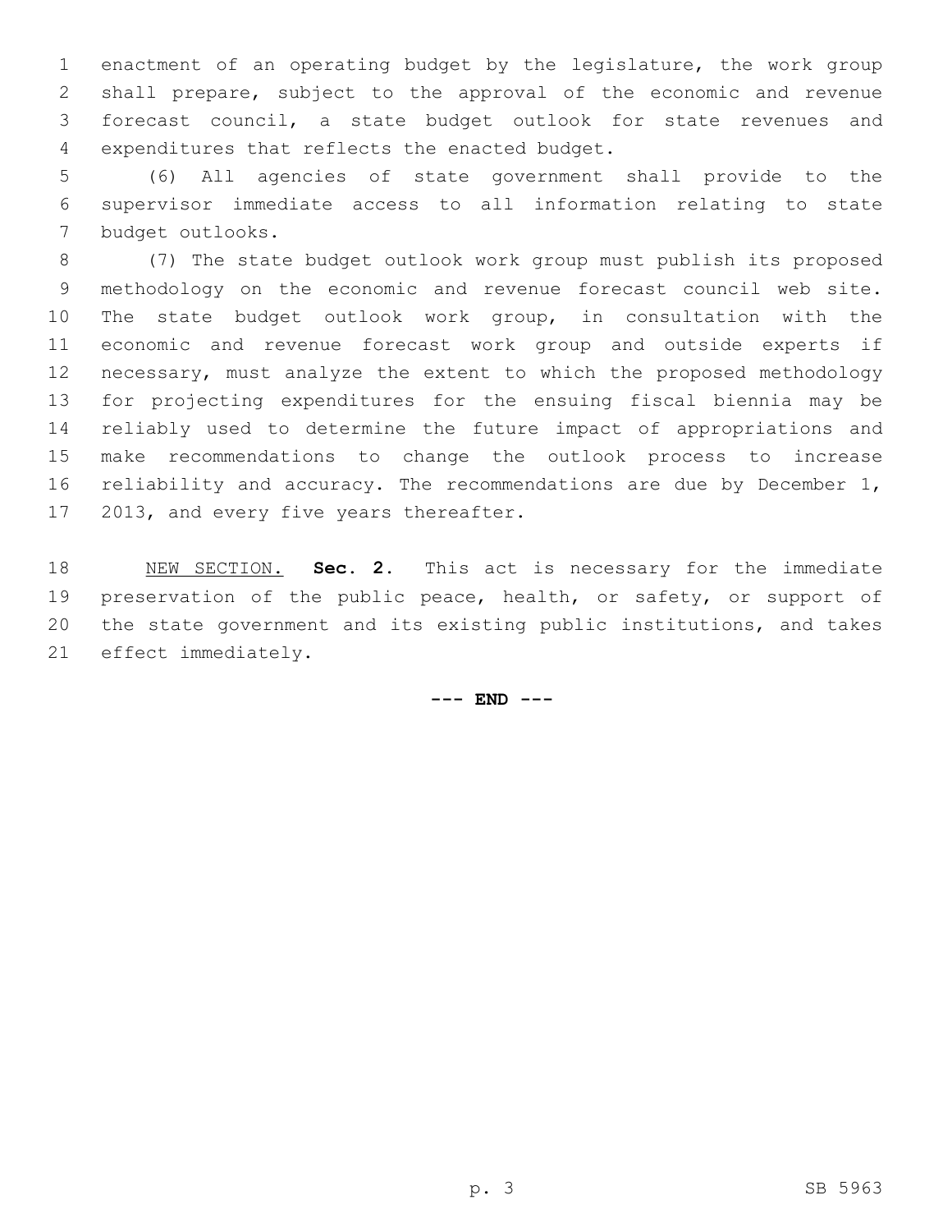enactment of an operating budget by the legislature, the work group shall prepare, subject to the approval of the economic and revenue forecast council, a state budget outlook for state revenues and expenditures that reflects the enacted budget.

(6) All agencies of state government shall provide to the supervisor immediate access to all information relating to state budget outlooks.

(7) The state budget outlook work group must publish its proposed methodology on the economic and revenue forecast council web site. The state budget outlook work group, in consultation with the economic and revenue forecast work group and outside experts if necessary, must analyze the extent to which the proposed methodology for projecting expenditures for the ensuing fiscal biennia may be reliably used to determine the future impact of appropriations and make recommendations to change the outlook process to increase reliability and accuracy. The recommendations are due by December 1, 2013, and every five years thereafter.

NEW SECTION. **Sec. 2.** This act is necessary for the immediate preservation of the public peace, health, or safety, or support of the state government and its existing public institutions, and takes effect immediately.

**--- END ---**